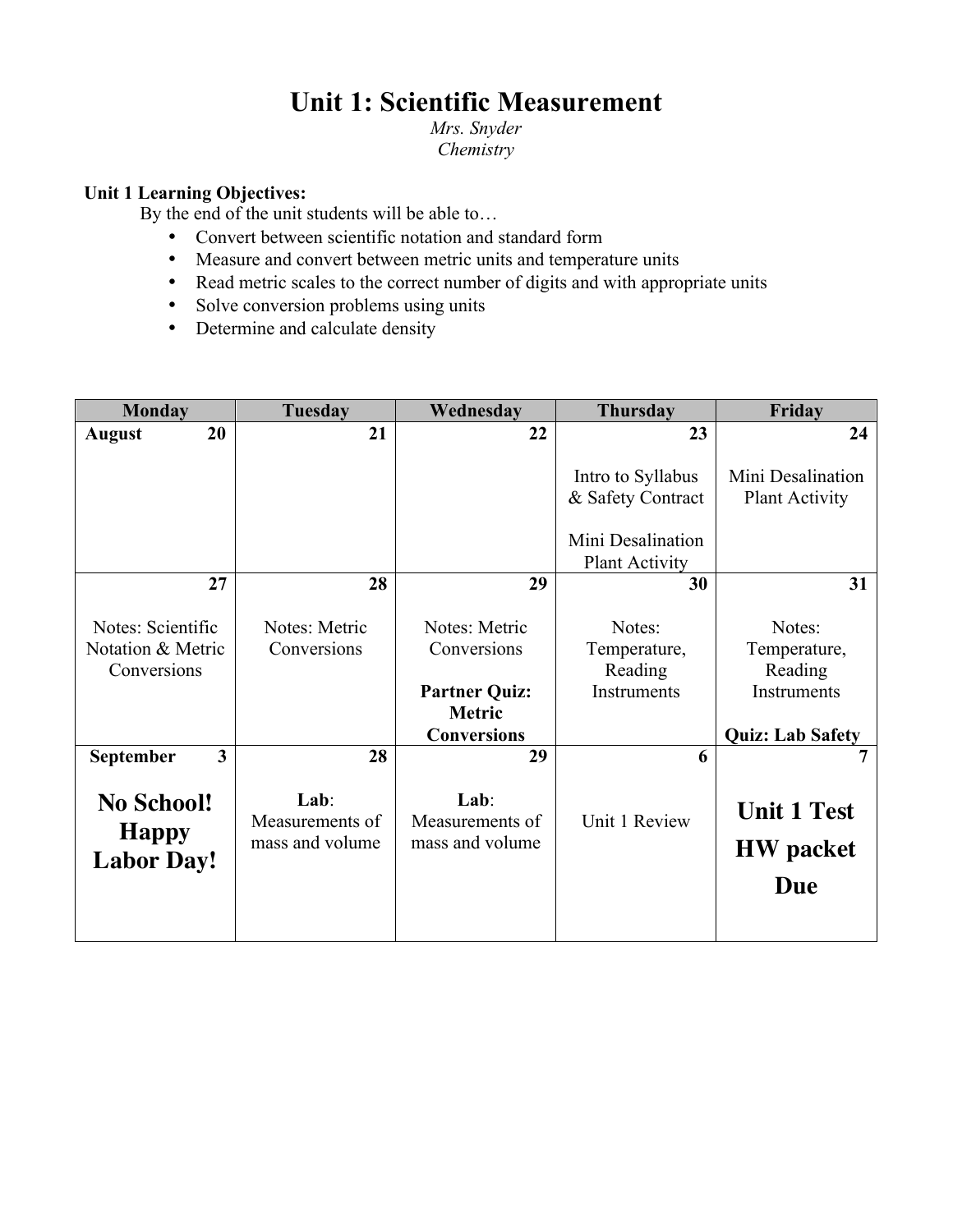# Unit 1: Scientific Measurement

*Mrs. Snyder*
*Chemistry*

**Unit 1 Learning Objectives:**

By the end of the unit students will be able to…

- Convert between scientific notation and standard form
- Measure and convert between metric units and temperature units
- Read metric scales to the correct number of digits and with appropriate units
- Solve conversion problems using units
- Determine and calculate density

| Monday | Tuesday | Wednesday | Thursday | Friday |
|---|---|---|---|---|
| **August 20** | **21** | **22** | **23**<br>Intro to Syllabus & Safety Contract<br><br>Mini Desalination Plant Activity | **24**<br>Mini Desalination Plant Activity |
| **27**<br>Notes: Scientific Notation & Metric Conversions | **28**<br>Notes: Metric Conversions | **29**<br>Notes: Metric Conversions<br><br>**Partner Quiz: Metric Conversions** | **30**<br>Notes: Temperature, Reading Instruments | **31**<br>Notes: Temperature, Reading Instruments<br><br>**Quiz: Lab Safety** |
| **September 3**<br>**No School! Happy Labor Day!** | **28**<br>**Lab**: Measurements of mass and volume | **29**<br>**Lab**: Measurements of mass and volume | **6**<br>Unit 1 Review | **7**<br>**Unit 1 Test**<br>**HW packet Due** |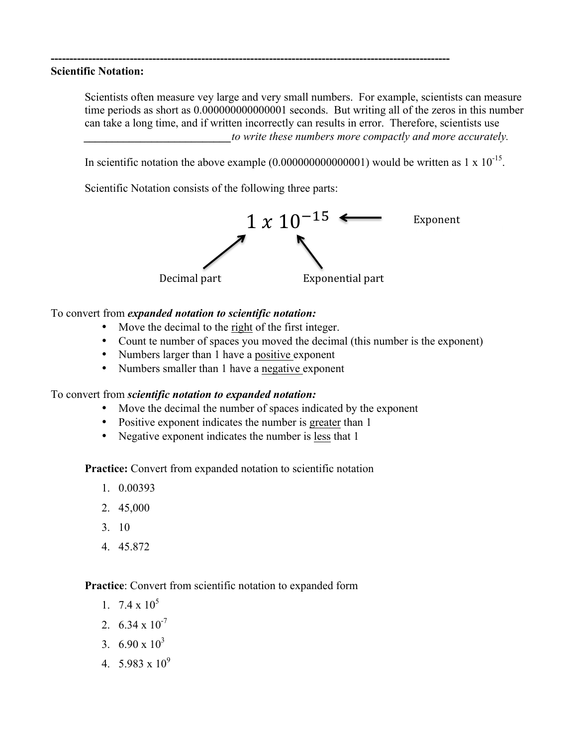---

**Scientific Notation:**

Scientists often measure vey large and very small numbers. For example, scientists can measure time periods as short as 0.000000000000001 seconds. But writing all of the zeros in this number can take a long time, and if written incorrectly can results in error. Therefore, scientists use ___________________________ *to write these numbers more compactly and more accurately.*

In scientific notation the above example (0.000000000000001) would be written as $1 \times 10^{-15}$.

Scientific Notation consists of the following three parts:

$$1 \; x \; 10^{-15}$$

Exponent

Decimal part

Exponential part

To convert from ***expanded notation to scientific notation:***

- Move the decimal to the right of the first integer.
- Count te number of spaces you moved the decimal (this number is the exponent)
- Numbers larger than 1 have a positive exponent
- Numbers smaller than 1 have a negative exponent

To convert from ***scientific notation to expanded notation:***

- Move the decimal the number of spaces indicated by the exponent
- Positive exponent indicates the number is greater than 1
- Negative exponent indicates the number is less that 1

**Practice:** Convert from expanded notation to scientific notation

1. 0.00393
2. 45,000
3. 10
4. 45.872

**Practice**: Convert from scientific notation to expanded form

1. $7.4 \times 10^{5}$
2. $6.34 \times 10^{-7}$
3. $6.90 \times 10^{3}$
4. $5.983 \times 10^{9}$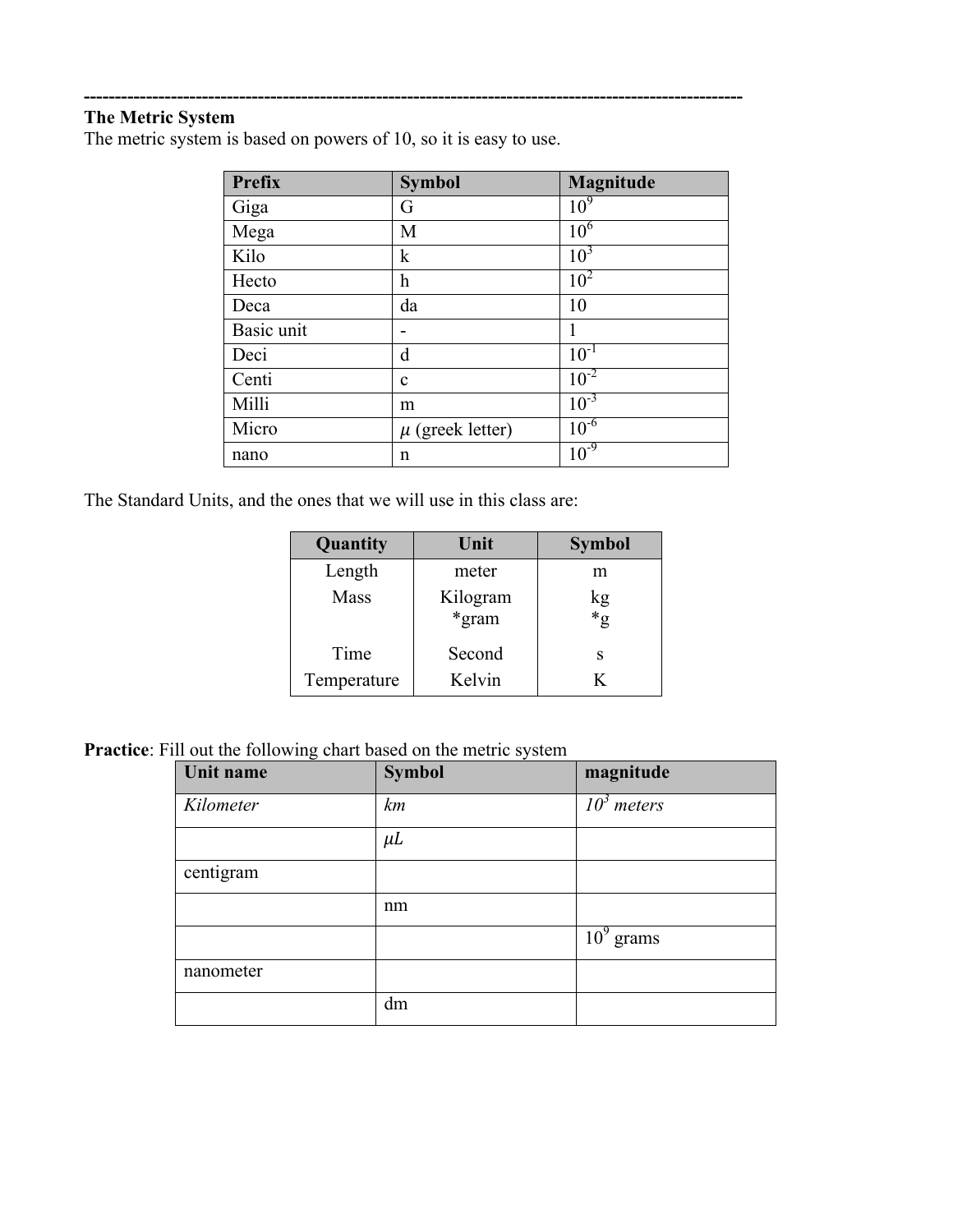---

**The Metric System**

The metric system is based on powers of 10, so it is easy to use.

| Prefix | Symbol | Magnitude |
|---|---|---|
| Giga | G | $10^9$ |
| Mega | M | $10^6$ |
| Kilo | k | $10^3$ |
| Hecto | h | $10^2$ |
| Deca | da | 10 |
| Basic unit | - | 1 |
| Deci | d | $10^{-1}$ |
| Centi | c | $10^{-2}$ |
| Milli | m | $10^{-3}$ |
| Micro | $\mu$ (greek letter) | $10^{-6}$ |
| nano | n | $10^{-9}$ |

The Standard Units, and the ones that we will use in this class are:

| Quantity | Unit | Symbol |
|---|---|---|
| Length | meter | m |
| Mass | Kilogram<br>*gram | kg<br>*g |
| Time | Second | s |
| Temperature | Kelvin | K |

**Practice**: Fill out the following chart based on the metric system

| Unit name | Symbol | magnitude |
|---|---|---|
| *Kilometer* | *km* | *$10^3$ meters* |
| | $\mu L$ | |
| centigram | | |
| | nm | |
| | | $10^9$ grams |
| nanometer | | |
| | dm | |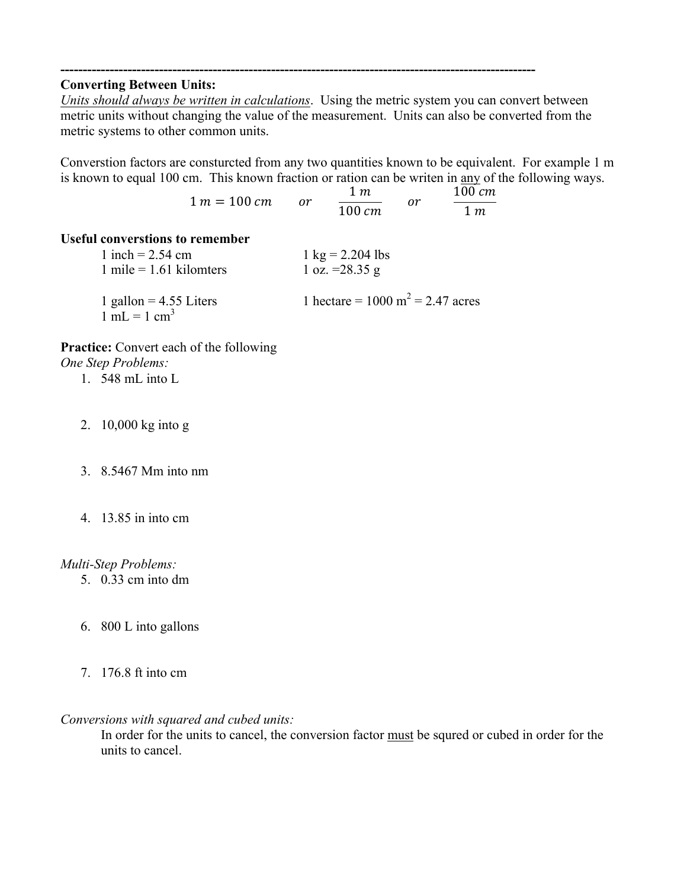---

**Converting Between Units:**

_Units should always be written in calculations_. Using the metric system you can convert between metric units without changing the value of the measurement. Units can also be converted from the metric systems to other common units.

Converstion factors are consturcted from any two quantities known to be equivalent. For example 1 m is known to equal 100 cm. This known fraction or ration can be writen in <u>any</u> of the following ways.

$$1\,m = 100\,cm \qquad or \qquad \frac{1\,m}{100\,cm} \qquad or \qquad \frac{100\,cm}{1\,m}$$

**Useful converstions to remember**

1 inch = 2.54 cm
1 mile = 1.61 kilomters

1 kg = 2.204 lbs
1 oz. =28.35 g

1 gallon = 4.55 Liters
1 mL = 1 $cm^3$

1 hectare = 1000 $m^2$ = 2.47 acres

**Practice:** Convert each of the following

*One Step Problems:*

1. 548 mL into L
2. 10,000 kg into g
3. 8.5467 Mm into nm
4. 13.85 in into cm

*Multi-Step Problems:*

5. 0.33 cm into dm
6. 800 L into gallons
7. 176.8 ft into cm

*Conversions with squared and cubed units:*

In order for the units to cancel, the conversion factor <u>must</u> be squred or cubed in order for the units to cancel.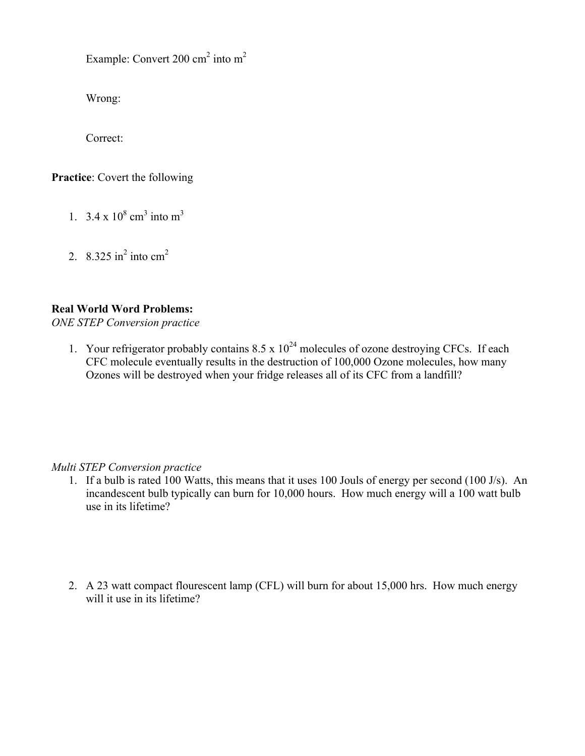Example: Convert 200 $cm^2$ into $m^2$

Wrong:

Correct:

**Practice**: Covert the following

1. $3.4 \times 10^8$ $cm^3$ into $m^3$

2. 8.325 $in^2$ into $cm^2$

**Real World Word Problems:**

*ONE STEP Conversion practice*

1. Your refrigerator probably contains $8.5 \times 10^{24}$ molecules of ozone destroying CFCs. If each CFC molecule eventually results in the destruction of 100,000 Ozone molecules, how many Ozones will be destroyed when your fridge releases all of its CFC from a landfill?

*Multi STEP Conversion practice*

1. If a bulb is rated 100 Watts, this means that it uses 100 Jouls of energy per second (100 J/s). An incandescent bulb typically can burn for 10,000 hours. How much energy will a 100 watt bulb use in its lifetime?

2. A 23 watt compact flourescent lamp (CFL) will burn for about 15,000 hrs. How much energy will it use in its lifetime?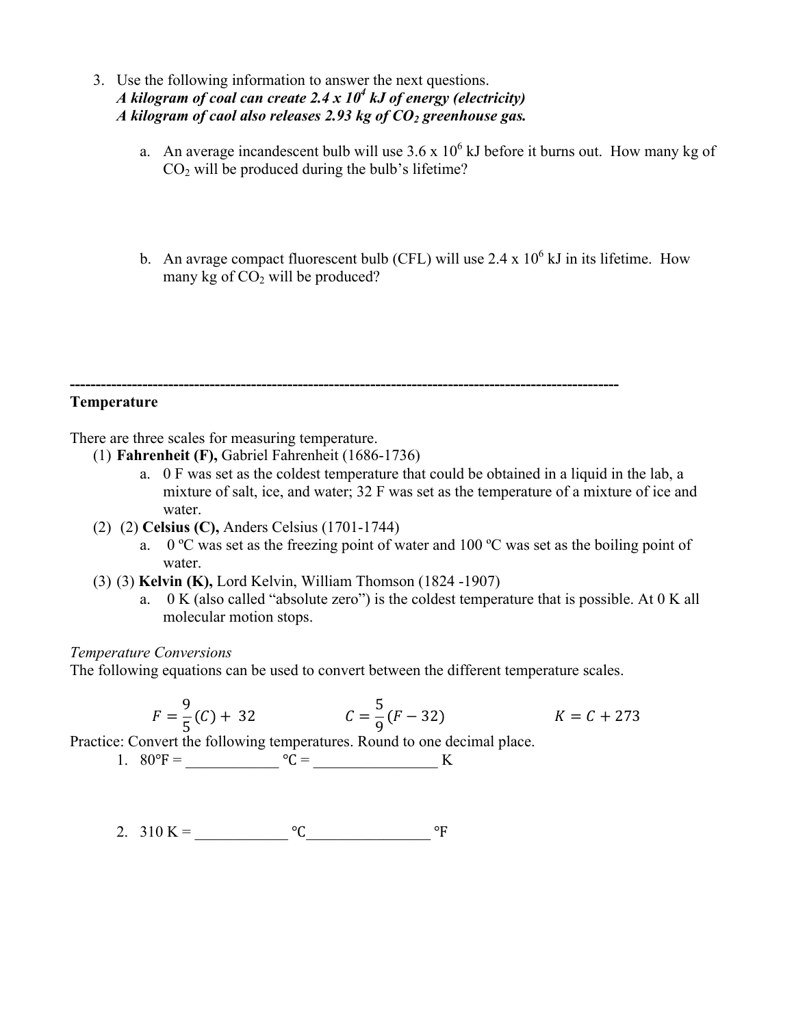3. Use the following information to answer the next questions.
   ***A kilogram of coal can create 2.4 x $10^4$ kJ of energy (electricity)***
   ***A kilogram of caol also releases 2.93 kg of $CO_2$ greenhouse gas.***

   a. An average incandescent bulb will use 3.6 x $10^6$ kJ before it burns out. How many kg of $CO_2$ will be produced during the bulb's lifetime?

   b. An avrage compact fluorescent bulb (CFL) will use 2.4 x $10^6$ kJ in its lifetime. How many kg of $CO_2$ will be produced?

---

**Temperature**

There are three scales for measuring temperature.

(1) **Fahrenheit (F),** Gabriel Fahrenheit (1686-1736)
   a. 0 F was set as the coldest temperature that could be obtained in a liquid in the lab, a mixture of salt, ice, and water; 32 F was set as the temperature of a mixture of ice and water.

(2) (2) **Celsius (C),** Anders Celsius (1701-1744)
   a. 0 ºC was set as the freezing point of water and 100 ºC was set as the boiling point of water.

(3) (3) **Kelvin (K),** Lord Kelvin, William Thomson (1824 -1907)
   a. 0 K (also called "absolute zero") is the coldest temperature that is possible. At 0 K all molecular motion stops.

*Temperature Conversions*

The following equations can be used to convert between the different temperature scales.

$$F = \frac{9}{5}(C) + 32 \qquad C = \frac{5}{9}(F - 32) \qquad K = C + 273$$

Practice: Convert the following temperatures. Round to one decimal place.

1. 80°F = ____________ °C = ________________ K

2. 310 K = ____________ °C________________ °F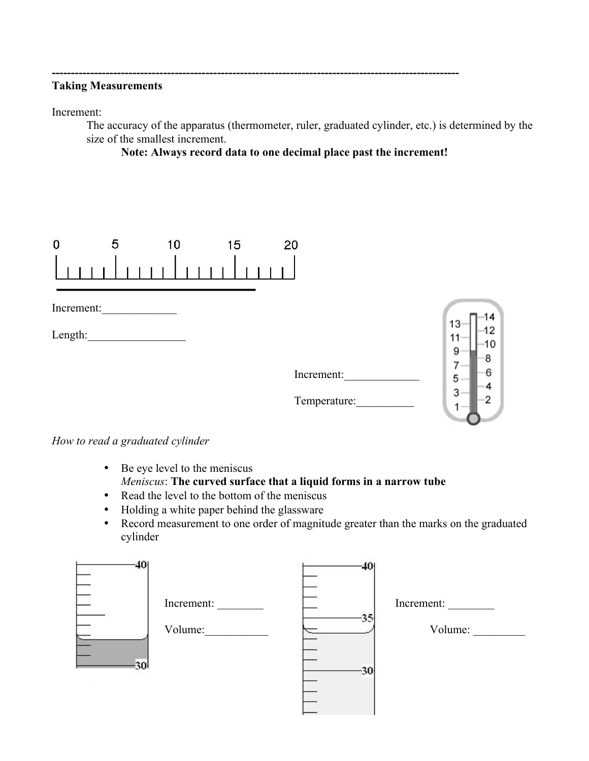---

**Taking Measurements**

Increment:

The accuracy of the apparatus (thermometer, ruler, graduated cylinder, etc.) is determined by the size of the smallest increment.

**Note: Always record data to one decimal place past the increment!**

0 5 10 15 20

Increment:_____________

Length:_________________

13 11 9 7 5 3 1

14 12 10 8 6 4 2

Increment:_____________

Temperature:__________

*How to read a graduated cylinder*

- Be eye level to the meniscus
  *Meniscus*: **The curved surface that a liquid forms in a narrow tube**
- Read the level to the bottom of the meniscus
- Holding a white paper behind the glassware
- Record measurement to one order of magnitude greater than the marks on the graduated cylinder

40 30

Increment: ________

Volume:___________

40 35 30

Increment: ________

Volume: _________